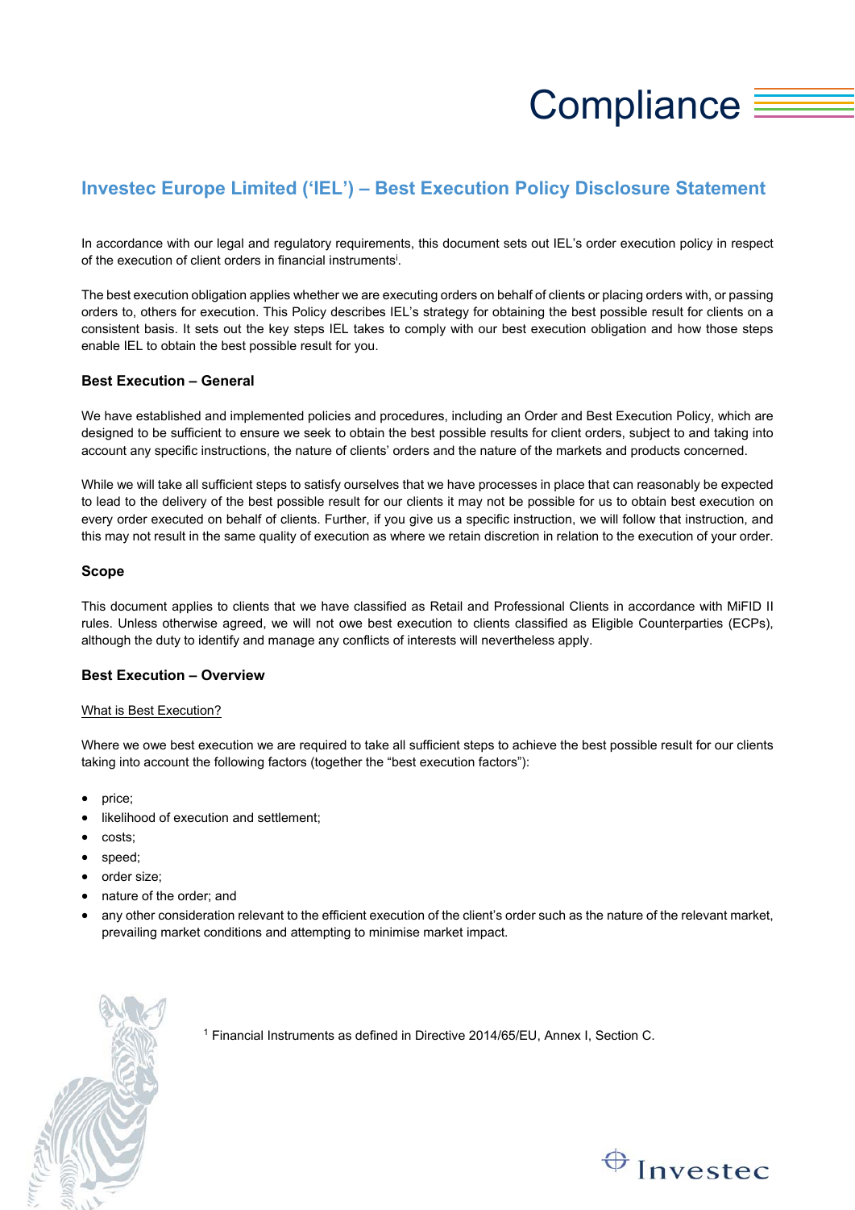# Compliance

## Investec Europe Limited ('IEL') – Best Execution Policy Disclosure Statement

In accordance with our legal and regulatory requirements, this document sets out IEL's order execution policy in respect of the execution of client orders in financial instruments[i].

The best execution obligation applies whether we are executing orders on behalf of clients or placing orders with, or passing orders to, others for execution. This Policy describes IEL's strategy for obtaining the best possible result for clients on a consistent basis. It sets out the key steps IEL takes to comply with our best execution obligation and how those steps enable IEL to obtain the best possible result for you.

### Best Execution – General

We have established and implemented policies and procedures, including an Order and Best Execution Policy, which are designed to be sufficient to ensure we seek to obtain the best possible results for client orders, subject to and taking into account any specific instructions, the nature of clients' orders and the nature of the markets and products concerned.

While we will take all sufficient steps to satisfy ourselves that we have processes in place that can reasonably be expected to lead to the delivery of the best possible result for our clients it may not be possible for us to obtain best execution on every order executed on behalf of clients. Further, if you give us a specific instruction, we will follow that instruction, and this may not result in the same quality of execution as where we retain discretion in relation to the execution of your order.

### Scope

This document applies to clients that we have classified as Retail and Professional Clients in accordance with MiFID II rules. Unless otherwise agreed, we will not owe best execution to clients classified as Eligible Counterparties (ECPs), although the duty to identify and manage any conflicts of interests will nevertheless apply.

### Best Execution – Overview

What is Best Execution?

Where we owe best execution we are required to take all sufficient steps to achieve the best possible result for our clients taking into account the following factors (together the "best execution factors"):

- price;
- likelihood of execution and settlement;
- costs;
- speed;
- order size;
- nature of the order; and
- any other consideration relevant to the efficient execution of the client's order such as the nature of the relevant market, prevailing market conditions and attempting to minimise market impact.

[1] Financial Instruments as defined in Directive 2014/65/EU, Annex I, Section C.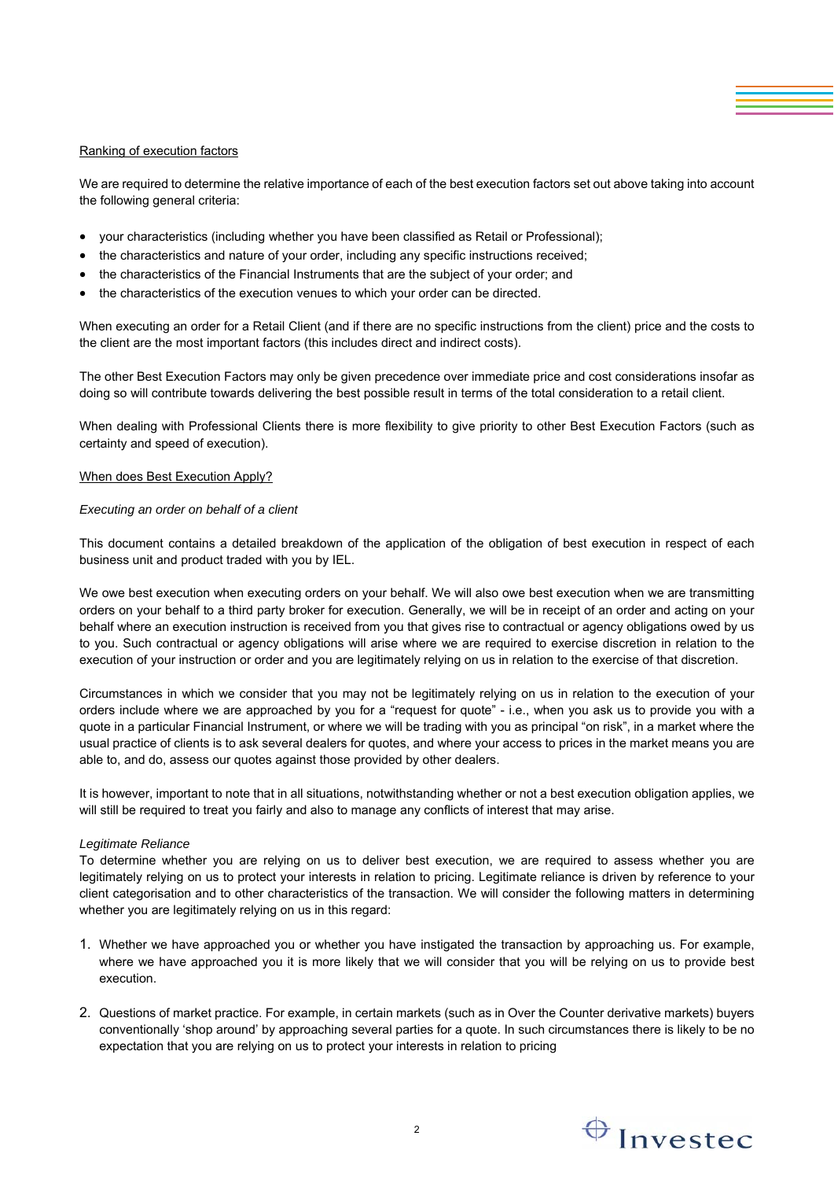Ranking of execution factors

We are required to determine the relative importance of each of the best execution factors set out above taking into account the following general criteria:

- your characteristics (including whether you have been classified as Retail or Professional);
- the characteristics and nature of your order, including any specific instructions received;
- the characteristics of the Financial Instruments that are the subject of your order; and
- the characteristics of the execution venues to which your order can be directed.

When executing an order for a Retail Client (and if there are no specific instructions from the client) price and the costs to the client are the most important factors (this includes direct and indirect costs).

The other Best Execution Factors may only be given precedence over immediate price and cost considerations insofar as doing so will contribute towards delivering the best possible result in terms of the total consideration to a retail client.

When dealing with Professional Clients there is more flexibility to give priority to other Best Execution Factors (such as certainty and speed of execution).

When does Best Execution Apply?

*Executing an order on behalf of a client*

This document contains a detailed breakdown of the application of the obligation of best execution in respect of each business unit and product traded with you by IEL.

We owe best execution when executing orders on your behalf. We will also owe best execution when we are transmitting orders on your behalf to a third party broker for execution. Generally, we will be in receipt of an order and acting on your behalf where an execution instruction is received from you that gives rise to contractual or agency obligations owed by us to you. Such contractual or agency obligations will arise where we are required to exercise discretion in relation to the execution of your instruction or order and you are legitimately relying on us in relation to the exercise of that discretion.

Circumstances in which we consider that you may not be legitimately relying on us in relation to the execution of your orders include where we are approached by you for a "request for quote" - i.e., when you ask us to provide you with a quote in a particular Financial Instrument, or where we will be trading with you as principal "on risk", in a market where the usual practice of clients is to ask several dealers for quotes, and where your access to prices in the market means you are able to, and do, assess our quotes against those provided by other dealers.

It is however, important to note that in all situations, notwithstanding whether or not a best execution obligation applies, we will still be required to treat you fairly and also to manage any conflicts of interest that may arise.

*Legitimate Reliance*

To determine whether you are relying on us to deliver best execution, we are required to assess whether you are legitimately relying on us to protect your interests in relation to pricing. Legitimate reliance is driven by reference to your client categorisation and to other characteristics of the transaction. We will consider the following matters in determining whether you are legitimately relying on us in this regard:

1. Whether we have approached you or whether you have instigated the transaction by approaching us. For example, where we have approached you it is more likely that we will consider that you will be relying on us to provide best execution.

2. Questions of market practice. For example, in certain markets (such as in Over the Counter derivative markets) buyers conventionally 'shop around' by approaching several parties for a quote. In such circumstances there is likely to be no expectation that you are relying on us to protect your interests in relation to pricing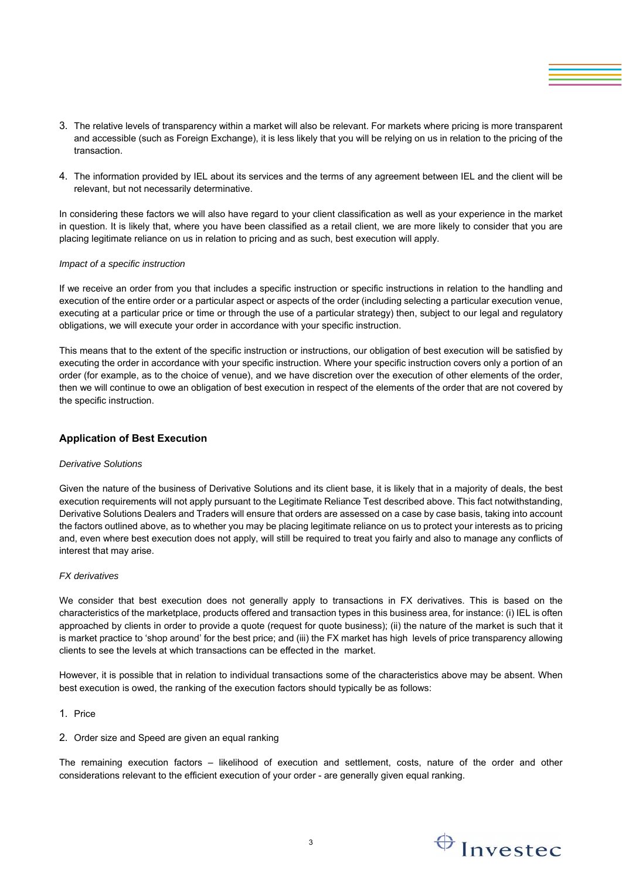3. The relative levels of transparency within a market will also be relevant. For markets where pricing is more transparent and accessible (such as Foreign Exchange), it is less likely that you will be relying on us in relation to the pricing of the transaction.

4. The information provided by IEL about its services and the terms of any agreement between IEL and the client will be relevant, but not necessarily determinative.

In considering these factors we will also have regard to your client classification as well as your experience in the market in question. It is likely that, where you have been classified as a retail client, we are more likely to consider that you are placing legitimate reliance on us in relation to pricing and as such, best execution will apply.

*Impact of a specific instruction*

If we receive an order from you that includes a specific instruction or specific instructions in relation to the handling and execution of the entire order or a particular aspect or aspects of the order (including selecting a particular execution venue, executing at a particular price or time or through the use of a particular strategy) then, subject to our legal and regulatory obligations, we will execute your order in accordance with your specific instruction.

This means that to the extent of the specific instruction or instructions, our obligation of best execution will be satisfied by executing the order in accordance with your specific instruction. Where your specific instruction covers only a portion of an order (for example, as to the choice of venue), and we have discretion over the execution of other elements of the order, then we will continue to owe an obligation of best execution in respect of the elements of the order that are not covered by the specific instruction.

## Application of Best Execution

*Derivative Solutions*

Given the nature of the business of Derivative Solutions and its client base, it is likely that in a majority of deals, the best execution requirements will not apply pursuant to the Legitimate Reliance Test described above. This fact notwithstanding, Derivative Solutions Dealers and Traders will ensure that orders are assessed on a case by case basis, taking into account the factors outlined above, as to whether you may be placing legitimate reliance on us to protect your interests as to pricing and, even where best execution does not apply, will still be required to treat you fairly and also to manage any conflicts of interest that may arise.

*FX derivatives*

We consider that best execution does not generally apply to transactions in FX derivatives. This is based on the characteristics of the marketplace, products offered and transaction types in this business area, for instance: (i) IEL is often approached by clients in order to provide a quote (request for quote business); (ii) the nature of the market is such that it is market practice to 'shop around' for the best price; and (iii) the FX market has high levels of price transparency allowing clients to see the levels at which transactions can be effected in the market.

However, it is possible that in relation to individual transactions some of the characteristics above may be absent. When best execution is owed, the ranking of the execution factors should typically be as follows:

1. Price

2. Order size and Speed are given an equal ranking

The remaining execution factors – likelihood of execution and settlement, costs, nature of the order and other considerations relevant to the efficient execution of your order - are generally given equal ranking.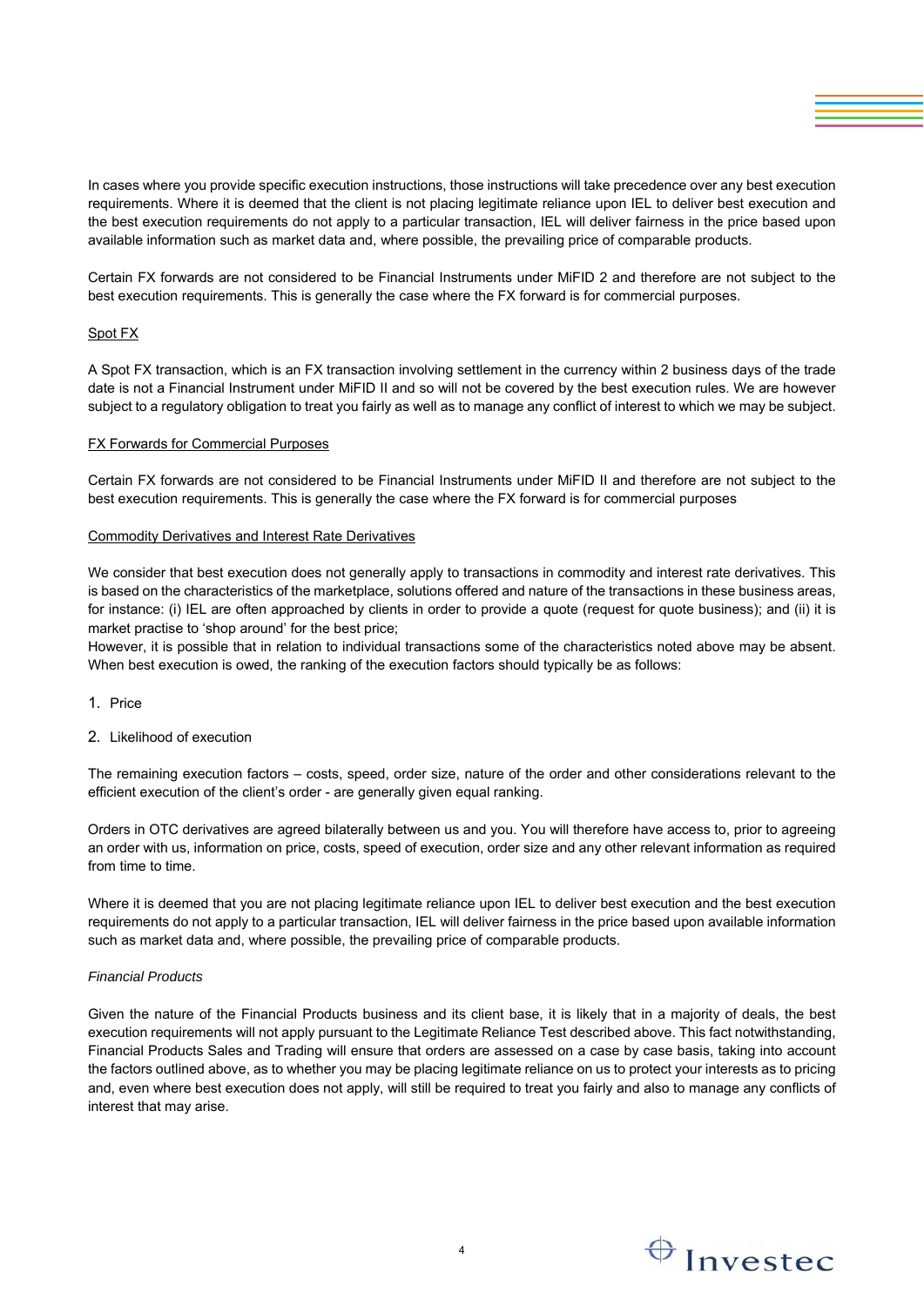In cases where you provide specific execution instructions, those instructions will take precedence over any best execution requirements. Where it is deemed that the client is not placing legitimate reliance upon IEL to deliver best execution and the best execution requirements do not apply to a particular transaction, IEL will deliver fairness in the price based upon available information such as market data and, where possible, the prevailing price of comparable products.

Certain FX forwards are not considered to be Financial Instruments under MiFID 2 and therefore are not subject to the best execution requirements. This is generally the case where the FX forward is for commercial purposes.

<u>Spot FX</u>

A Spot FX transaction, which is an FX transaction involving settlement in the currency within 2 business days of the trade date is not a Financial Instrument under MiFID II and so will not be covered by the best execution rules. We are however subject to a regulatory obligation to treat you fairly as well as to manage any conflict of interest to which we may be subject.

<u>FX Forwards for Commercial Purposes</u>

Certain FX forwards are not considered to be Financial Instruments under MiFID II and therefore are not subject to the best execution requirements. This is generally the case where the FX forward is for commercial purposes

<u>Commodity Derivatives and Interest Rate Derivatives</u>

We consider that best execution does not generally apply to transactions in commodity and interest rate derivatives. This is based on the characteristics of the marketplace, solutions offered and nature of the transactions in these business areas, for instance: (i) IEL are often approached by clients in order to provide a quote (request for quote business); and (ii) it is market practise to 'shop around' for the best price;

However, it is possible that in relation to individual transactions some of the characteristics noted above may be absent. When best execution is owed, the ranking of the execution factors should typically be as follows:

1. Price
2. Likelihood of execution

The remaining execution factors – costs, speed, order size, nature of the order and other considerations relevant to the efficient execution of the client's order - are generally given equal ranking.

Orders in OTC derivatives are agreed bilaterally between us and you. You will therefore have access to, prior to agreeing an order with us, information on price, costs, speed of execution, order size and any other relevant information as required from time to time.

Where it is deemed that you are not placing legitimate reliance upon IEL to deliver best execution and the best execution requirements do not apply to a particular transaction, IEL will deliver fairness in the price based upon available information such as market data and, where possible, the prevailing price of comparable products.

*Financial Products*

Given the nature of the Financial Products business and its client base, it is likely that in a majority of deals, the best execution requirements will not apply pursuant to the Legitimate Reliance Test described above. This fact notwithstanding, Financial Products Sales and Trading will ensure that orders are assessed on a case by case basis, taking into account the factors outlined above, as to whether you may be placing legitimate reliance on us to protect your interests as to pricing and, even where best execution does not apply, will still be required to treat you fairly and also to manage any conflicts of interest that may arise.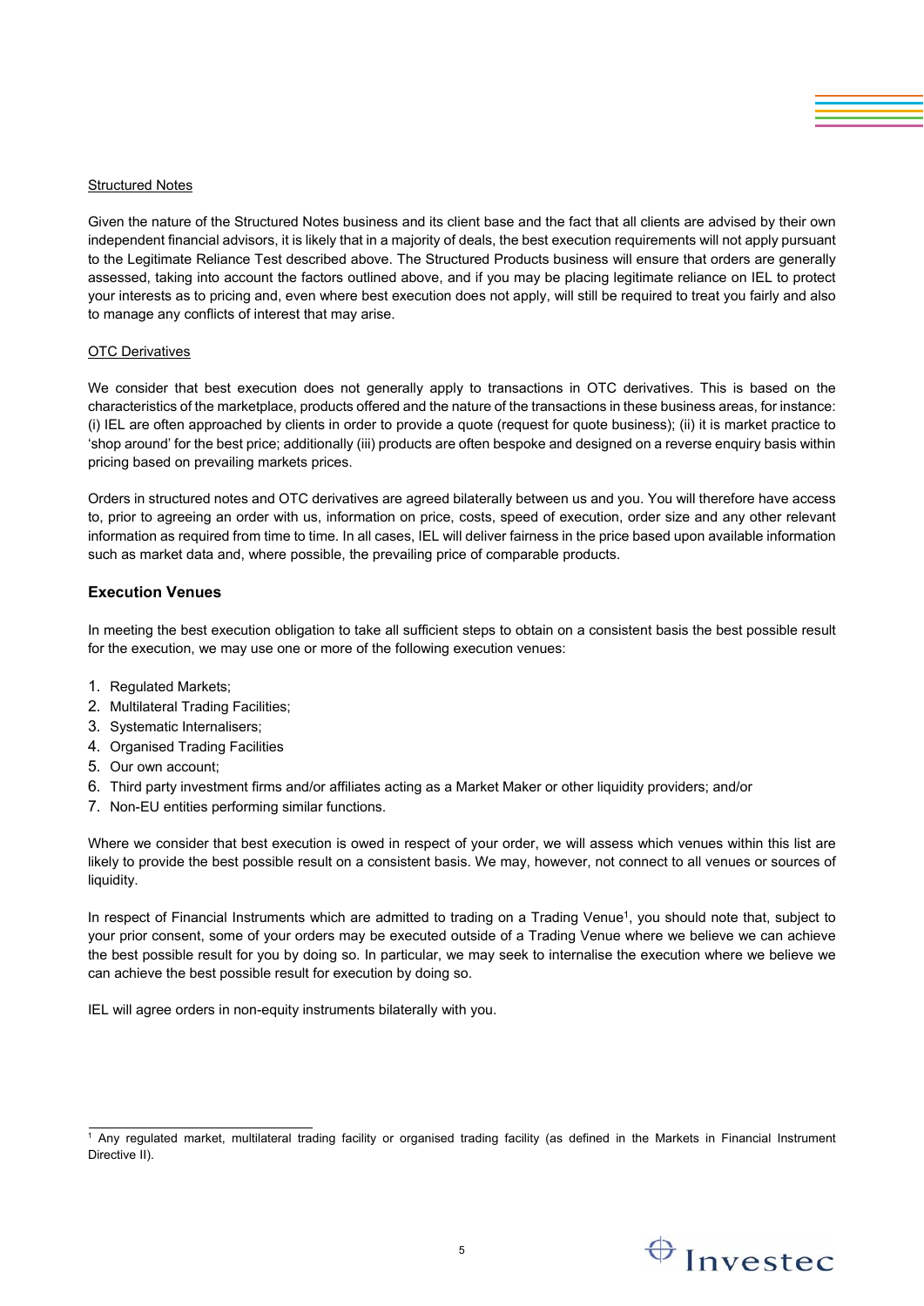Structured Notes

Given the nature of the Structured Notes business and its client base and the fact that all clients are advised by their own independent financial advisors, it is likely that in a majority of deals, the best execution requirements will not apply pursuant to the Legitimate Reliance Test described above. The Structured Products business will ensure that orders are generally assessed, taking into account the factors outlined above, and if you may be placing legitimate reliance on IEL to protect your interests as to pricing and, even where best execution does not apply, will still be required to treat you fairly and also to manage any conflicts of interest that may arise.

OTC Derivatives

We consider that best execution does not generally apply to transactions in OTC derivatives. This is based on the characteristics of the marketplace, products offered and the nature of the transactions in these business areas, for instance: (i) IEL are often approached by clients in order to provide a quote (request for quote business); (ii) it is market practice to 'shop around' for the best price; additionally (iii) products are often bespoke and designed on a reverse enquiry basis within pricing based on prevailing markets prices.

Orders in structured notes and OTC derivatives are agreed bilaterally between us and you. You will therefore have access to, prior to agreeing an order with us, information on price, costs, speed of execution, order size and any other relevant information as required from time to time. In all cases, IEL will deliver fairness in the price based upon available information such as market data and, where possible, the prevailing price of comparable products.

### Execution Venues

In meeting the best execution obligation to take all sufficient steps to obtain on a consistent basis the best possible result for the execution, we may use one or more of the following execution venues:

1. Regulated Markets;
2. Multilateral Trading Facilities;
3. Systematic Internalisers;
4. Organised Trading Facilities
5. Our own account;
6. Third party investment firms and/or affiliates acting as a Market Maker or other liquidity providers; and/or
7. Non-EU entities performing similar functions.

Where we consider that best execution is owed in respect of your order, we will assess which venues within this list are likely to provide the best possible result on a consistent basis. We may, however, not connect to all venues or sources of liquidity.

In respect of Financial Instruments which are admitted to trading on a Trading Venue[1], you should note that, subject to your prior consent, some of your orders may be executed outside of a Trading Venue where we believe we can achieve the best possible result for you by doing so. In particular, we may seek to internalise the execution where we believe we can achieve the best possible result for execution by doing so.

IEL will agree orders in non-equity instruments bilaterally with you.

[1] Any regulated market, multilateral trading facility or organised trading facility (as defined in the Markets in Financial Instrument Directive II).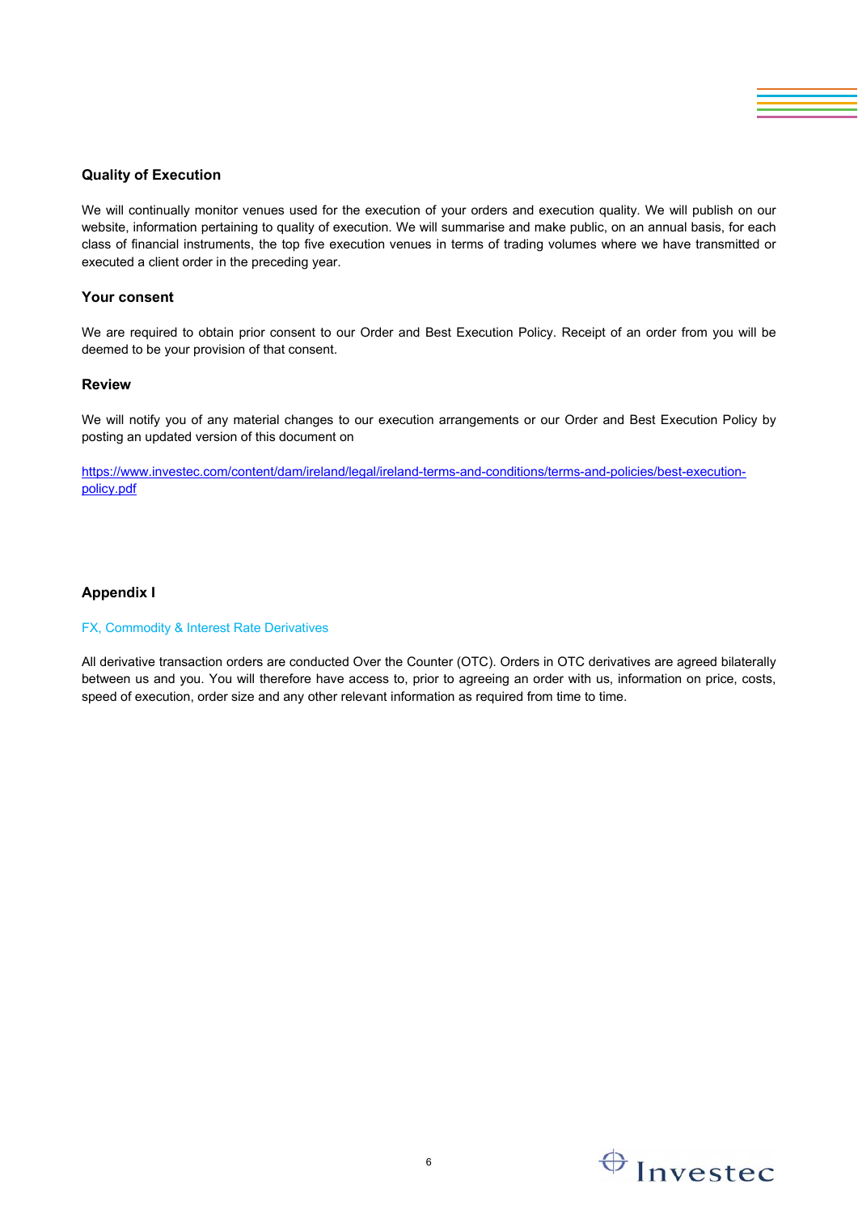### Quality of Execution

We will continually monitor venues used for the execution of your orders and execution quality. We will publish on our website, information pertaining to quality of execution. We will summarise and make public, on an annual basis, for each class of financial instruments, the top five execution venues in terms of trading volumes where we have transmitted or executed a client order in the preceding year.

### Your consent

We are required to obtain prior consent to our Order and Best Execution Policy. Receipt of an order from you will be deemed to be your provision of that consent.

### Review

We will notify you of any material changes to our execution arrangements or our Order and Best Execution Policy by posting an updated version of this document on

https://www.investec.com/content/dam/ireland/legal/ireland-terms-and-conditions/terms-and-policies/best-execution-policy.pdf

### Appendix I

FX, Commodity & Interest Rate Derivatives

All derivative transaction orders are conducted Over the Counter (OTC). Orders in OTC derivatives are agreed bilaterally between us and you. You will therefore have access to, prior to agreeing an order with us, information on price, costs, speed of execution, order size and any other relevant information as required from time to time.